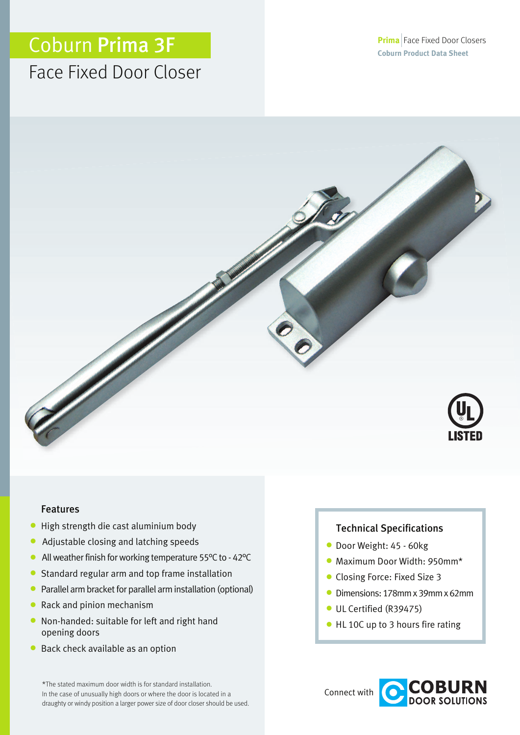# Coburn **Prima 3F**

## Face Fixed Door Closer

**Prima** | Face Fixed Door Closers
**Coburn Product Data Sheet**

UL LISTED

### Features

- High strength die cast aluminium body
- Adjustable closing and latching speeds
- All weather finish for working temperature 55ºC to - 42ºC
- Standard regular arm and top frame installation
- Parallel arm bracket for parallel arm installation (optional)
- Rack and pinion mechanism
- Non-handed: suitable for left and right hand opening doors
- Back check available as an option

*The stated maximum door width is for standard installation.
In the case of unusually high doors or where the door is located in a draughty or windy position a larger power size of door closer should be used.

### Technical Specifications

- Door Weight: 45 - 60kg
- Maximum Door Width: 950mm*
- Closing Force: Fixed Size 3
- Dimensions: 178mm x 39mm x 62mm
- UL Certified (R39475)
- HL 10C up to 3 hours fire rating

Connect with COBURN DOOR SOLUTIONS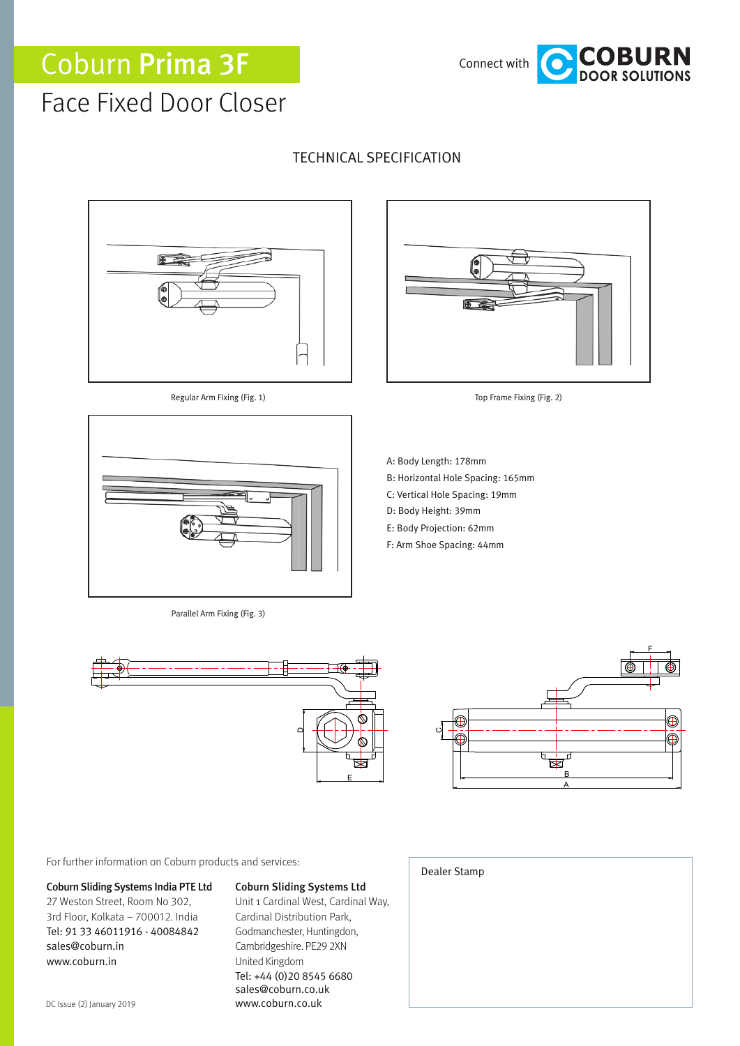# Coburn Prima 3F

## Face Fixed Door Closer

Connect with COBURN DOOR SOLUTIONS

### TECHNICAL SPECIFICATION

Regular Arm Fixing (Fig. 1)

Top Frame Fixing (Fig. 2)

Parallel Arm Fixing (Fig. 3)

A: Body Length: 178mm
B: Horizontal Hole Spacing: 165mm
C: Vertical Hole Spacing: 19mm
D: Body Height: 39mm
E: Body Projection: 62mm
F: Arm Shoe Spacing: 44mm

D
E
F
C
B
A

For further information on Coburn products and services:

**Coburn Sliding Systems India PTE Ltd**
27 Weston Street, Room No 302,
3rd Floor, Kolkata – 700012. India
Tel: 91 33 46011916 - 40084842
sales@coburn.in
www.coburn.in

**Coburn Sliding Systems Ltd**
Unit 1 Cardinal West, Cardinal Way,
Cardinal Distribution Park,
Godmanchester, Huntingdon,
Cambridgeshire. PE29 2XN
United Kingdom
Tel: +44 (0)20 8545 6680
sales@coburn.co.uk
www.coburn.co.uk

Dealer Stamp

DC Issue (2) January 2019